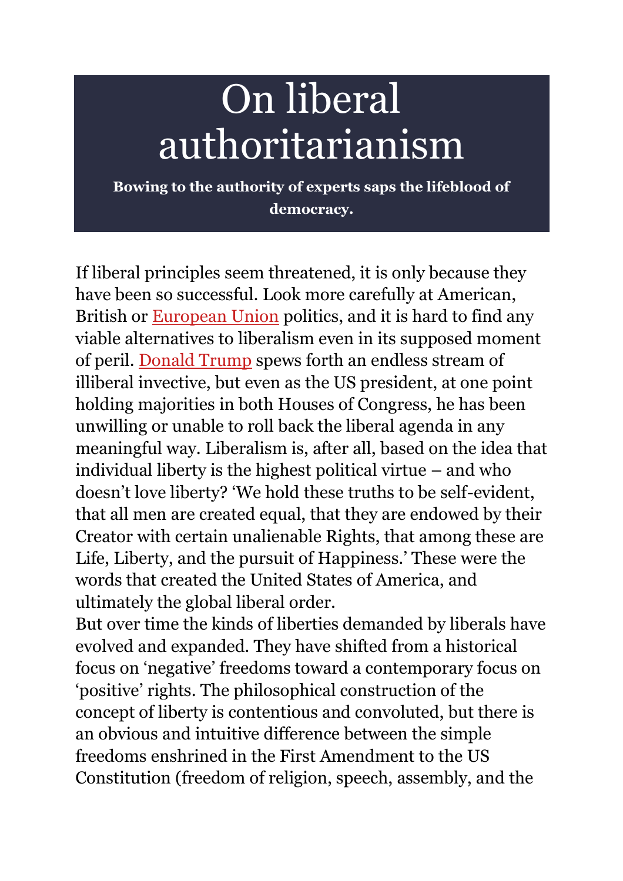# On liberal authoritarianism

**Bowing to the authority of experts saps the lifeblood of democracy.**

If liberal principles seem threatened, it is only because they have been so successful. Look more carefully at American, British or European Union politics, and it is hard to find any viable alternatives to liberalism even in its supposed moment of peril. Donald Trump spews forth an endless stream of illiberal invective, but even as the US president, at one point holding majorities in both Houses of Congress, he has been unwilling or unable to roll back the liberal agenda in any meaningful way. Liberalism is, after all, based on the idea that individual liberty is the highest political virtue – and who doesn't love liberty? 'We hold these truths to be self-evident, that all men are created equal, that they are endowed by their Creator with certain unalienable Rights, that among these are Life, Liberty, and the pursuit of Happiness.' These were the words that created the United States of America, and ultimately the global liberal order.

But over time the kinds of liberties demanded by liberals have evolved and expanded. They have shifted from a historical focus on 'negative' freedoms toward a contemporary focus on 'positive' rights. The philosophical construction of the concept of liberty is contentious and convoluted, but there is an obvious and intuitive difference between the simple freedoms enshrined in the First Amendment to the US Constitution (freedom of religion, speech, assembly, and the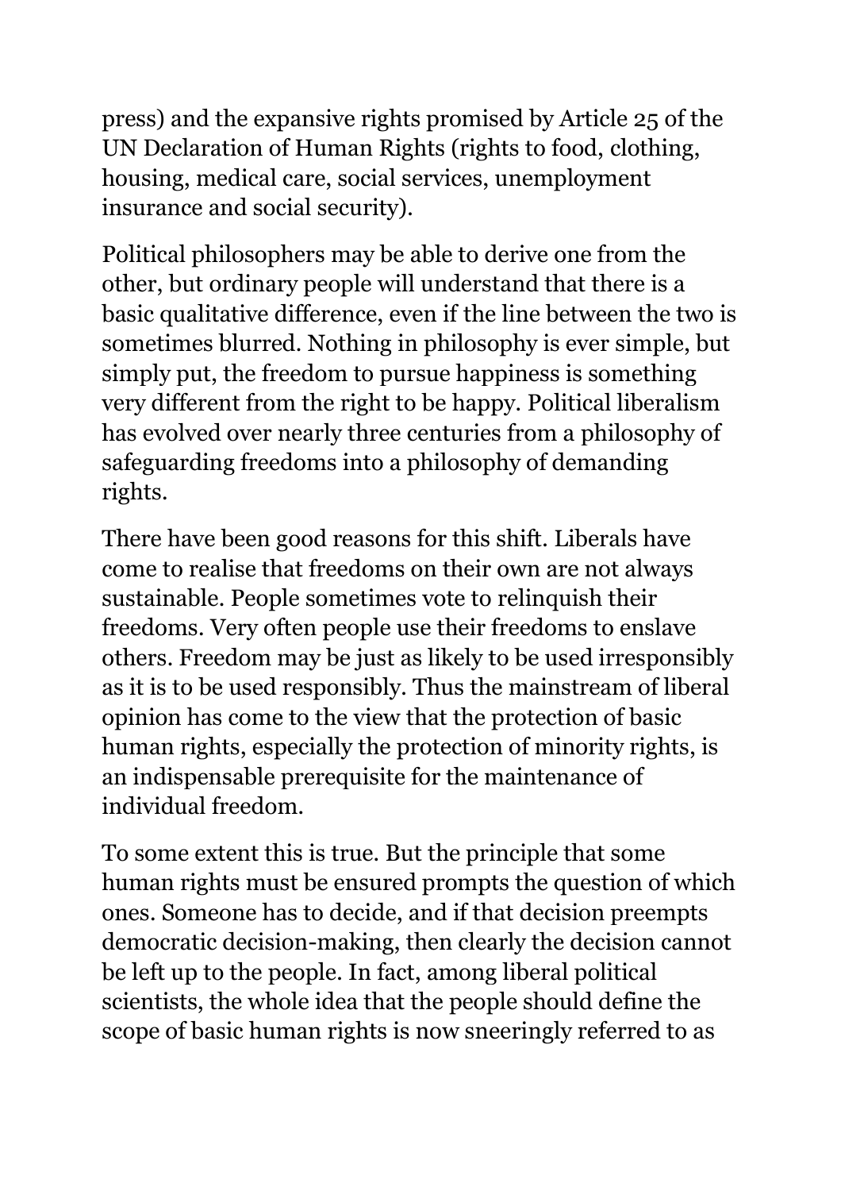press) and the expansive rights promised by Article 25 of the UN Declaration of Human Rights (rights to food, clothing, housing, medical care, social services, unemployment insurance and social security).

Political philosophers may be able to derive one from the other, but ordinary people will understand that there is a basic qualitative difference, even if the line between the two is sometimes blurred. Nothing in philosophy is ever simple, but simply put, the freedom to pursue happiness is something very different from the right to be happy. Political liberalism has evolved over nearly three centuries from a philosophy of safeguarding freedoms into a philosophy of demanding rights.

There have been good reasons for this shift. Liberals have come to realise that freedoms on their own are not always sustainable. People sometimes vote to relinquish their freedoms. Very often people use their freedoms to enslave others. Freedom may be just as likely to be used irresponsibly as it is to be used responsibly. Thus the mainstream of liberal opinion has come to the view that the protection of basic human rights, especially the protection of minority rights, is an indispensable prerequisite for the maintenance of individual freedom.

To some extent this is true. But the principle that some human rights must be ensured prompts the question of which ones. Someone has to decide, and if that decision preempts democratic decision-making, then clearly the decision cannot be left up to the people. In fact, among liberal political scientists, the whole idea that the people should define the scope of basic human rights is now sneeringly referred to as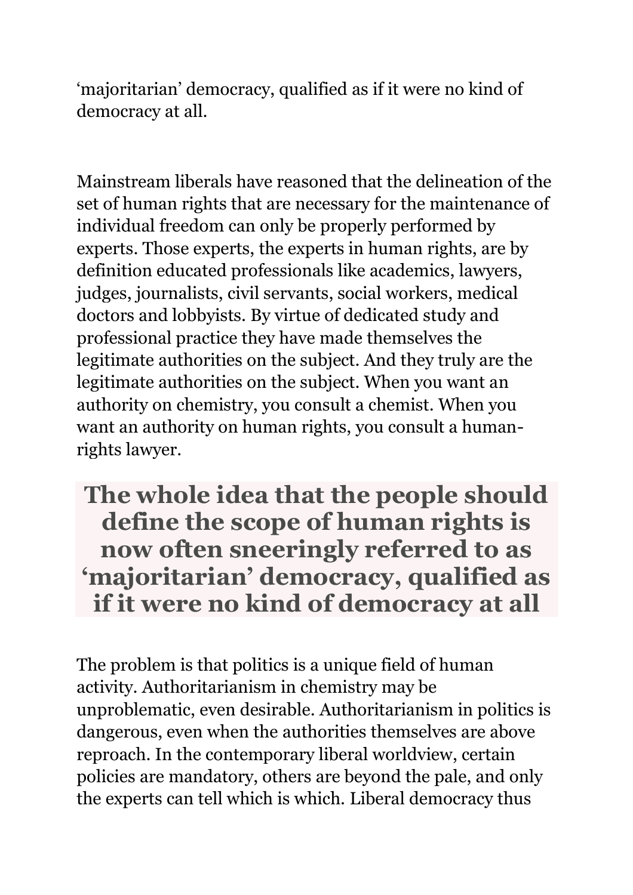'majoritarian' democracy, qualified as if it were no kind of democracy at all.

Mainstream liberals have reasoned that the delineation of the set of human rights that are necessary for the maintenance of individual freedom can only be properly performed by experts. Those experts, the experts in human rights, are by definition educated professionals like academics, lawyers, judges, journalists, civil servants, social workers, medical doctors and lobbyists. By virtue of dedicated study and professional practice they have made themselves the legitimate authorities on the subject. And they truly are the legitimate authorities on the subject. When you want an authority on chemistry, you consult a chemist. When you want an authority on human rights, you consult a human-rights lawyer.

> **The whole idea that the people should define the scope of human rights is now often sneeringly referred to as 'majoritarian' democracy, qualified as if it were no kind of democracy at all**

The problem is that politics is a unique field of human activity. Authoritarianism in chemistry may be unproblematic, even desirable. Authoritarianism in politics is dangerous, even when the authorities themselves are above reproach. In the contemporary liberal worldview, certain policies are mandatory, others are beyond the pale, and only the experts can tell which is which. Liberal democracy thus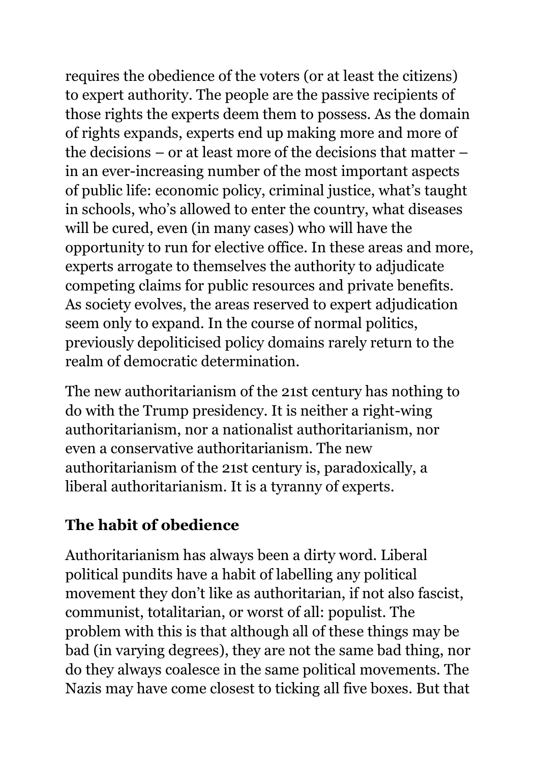requires the obedience of the voters (or at least the citizens) to expert authority. The people are the passive recipients of those rights the experts deem them to possess. As the domain of rights expands, experts end up making more and more of the decisions – or at least more of the decisions that matter – in an ever-increasing number of the most important aspects of public life: economic policy, criminal justice, what's taught in schools, who's allowed to enter the country, what diseases will be cured, even (in many cases) who will have the opportunity to run for elective office. In these areas and more, experts arrogate to themselves the authority to adjudicate competing claims for public resources and private benefits. As society evolves, the areas reserved to expert adjudication seem only to expand. In the course of normal politics, previously depoliticised policy domains rarely return to the realm of democratic determination.

The new authoritarianism of the 21st century has nothing to do with the Trump presidency. It is neither a right-wing authoritarianism, nor a nationalist authoritarianism, nor even a conservative authoritarianism. The new authoritarianism of the 21st century is, paradoxically, a liberal authoritarianism. It is a tyranny of experts.

## The habit of obedience

Authoritarianism has always been a dirty word. Liberal political pundits have a habit of labelling any political movement they don't like as authoritarian, if not also fascist, communist, totalitarian, or worst of all: populist. The problem with this is that although all of these things may be bad (in varying degrees), they are not the same bad thing, nor do they always coalesce in the same political movements. The Nazis may have come closest to ticking all five boxes. But that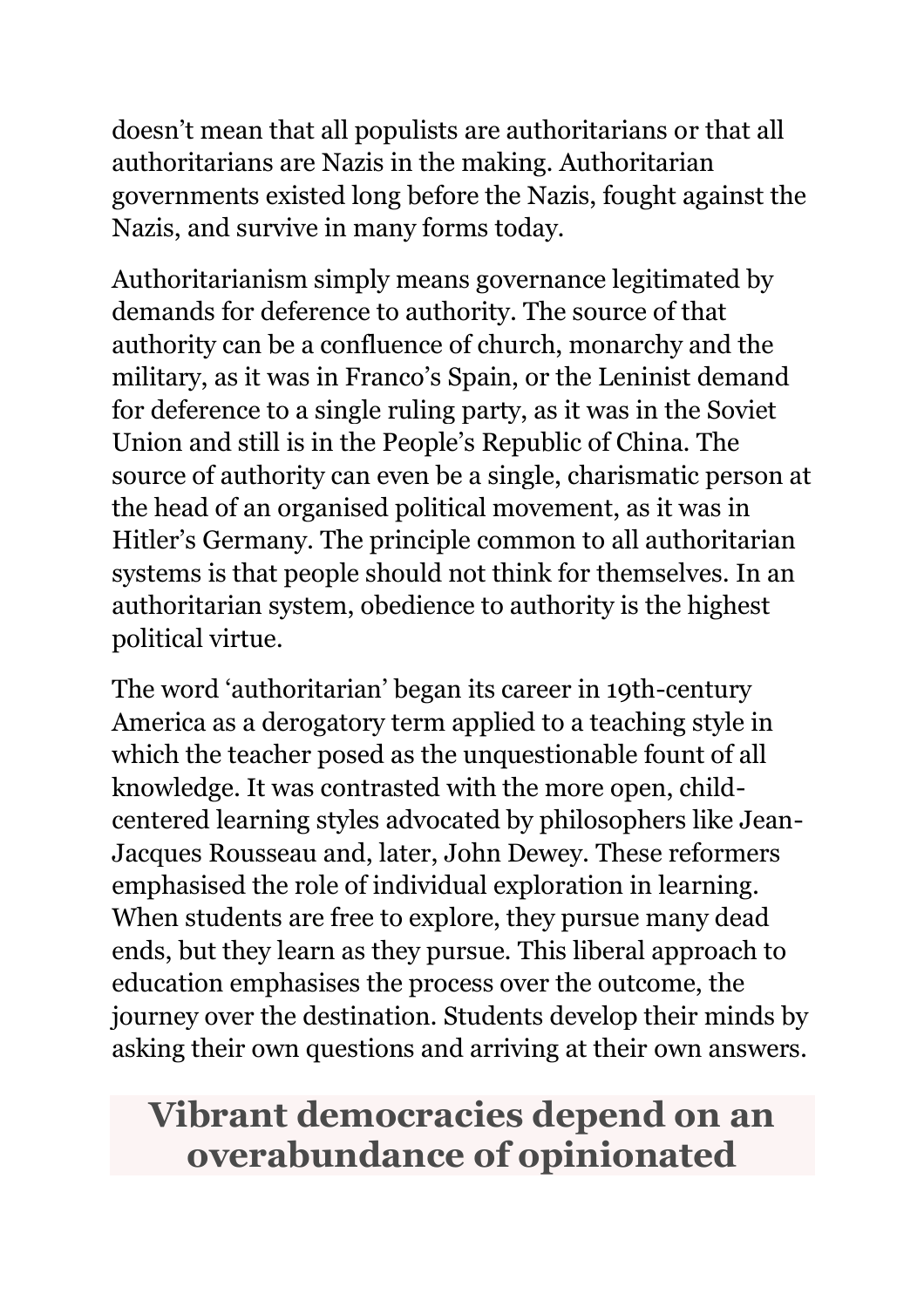doesn't mean that all populists are authoritarians or that all authoritarians are Nazis in the making. Authoritarian governments existed long before the Nazis, fought against the Nazis, and survive in many forms today.

Authoritarianism simply means governance legitimated by demands for deference to authority. The source of that authority can be a confluence of church, monarchy and the military, as it was in Franco's Spain, or the Leninist demand for deference to a single ruling party, as it was in the Soviet Union and still is in the People's Republic of China. The source of authority can even be a single, charismatic person at the head of an organised political movement, as it was in Hitler's Germany. The principle common to all authoritarian systems is that people should not think for themselves. In an authoritarian system, obedience to authority is the highest political virtue.

The word 'authoritarian' began its career in 19th-century America as a derogatory term applied to a teaching style in which the teacher posed as the unquestionable fount of all knowledge. It was contrasted with the more open, child-centered learning styles advocated by philosophers like Jean-Jacques Rousseau and, later, John Dewey. These reformers emphasised the role of individual exploration in learning. When students are free to explore, they pursue many dead ends, but they learn as they pursue. This liberal approach to education emphasises the process over the outcome, the journey over the destination. Students develop their minds by asking their own questions and arriving at their own answers.

**Vibrant democracies depend on an overabundance of opinionated**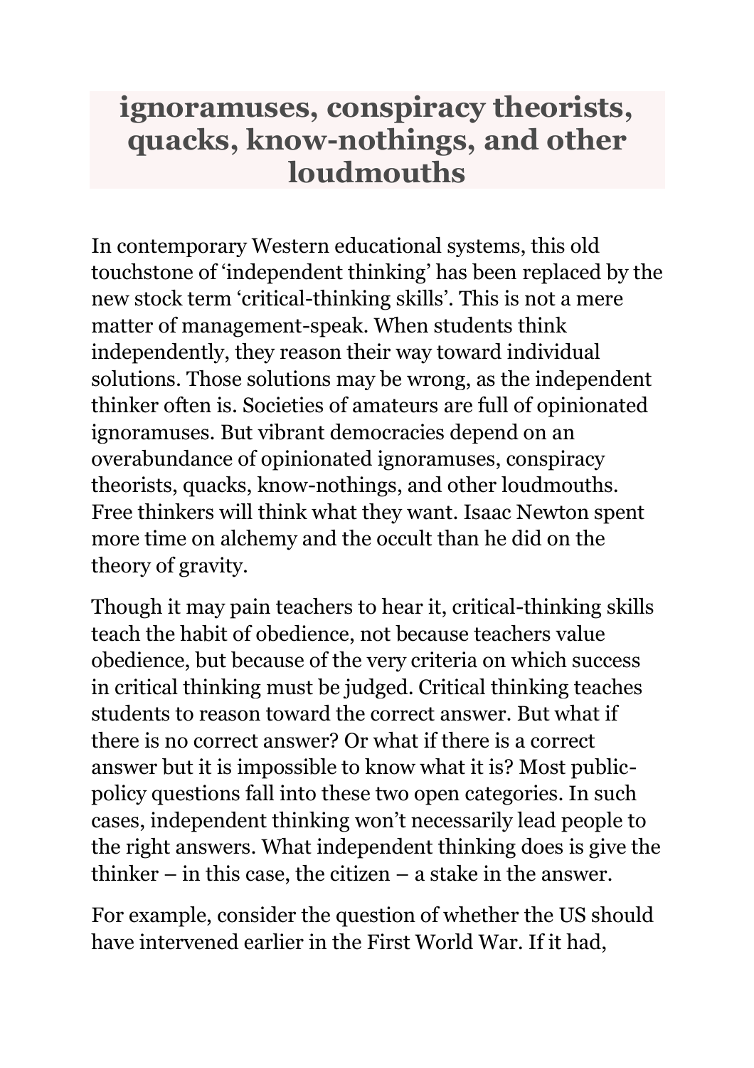## ignoramuses, conspiracy theorists, quacks, know-nothings, and other loudmouths

In contemporary Western educational systems, this old touchstone of 'independent thinking' has been replaced by the new stock term 'critical-thinking skills'. This is not a mere matter of management-speak. When students think independently, they reason their way toward individual solutions. Those solutions may be wrong, as the independent thinker often is. Societies of amateurs are full of opinionated ignoramuses. But vibrant democracies depend on an overabundance of opinionated ignoramuses, conspiracy theorists, quacks, know-nothings, and other loudmouths. Free thinkers will think what they want. Isaac Newton spent more time on alchemy and the occult than he did on the theory of gravity.

Though it may pain teachers to hear it, critical-thinking skills teach the habit of obedience, not because teachers value obedience, but because of the very criteria on which success in critical thinking must be judged. Critical thinking teaches students to reason toward the correct answer. But what if there is no correct answer? Or what if there is a correct answer but it is impossible to know what it is? Most public-policy questions fall into these two open categories. In such cases, independent thinking won't necessarily lead people to the right answers. What independent thinking does is give the thinker – in this case, the citizen – a stake in the answer.

For example, consider the question of whether the US should have intervened earlier in the First World War. If it had,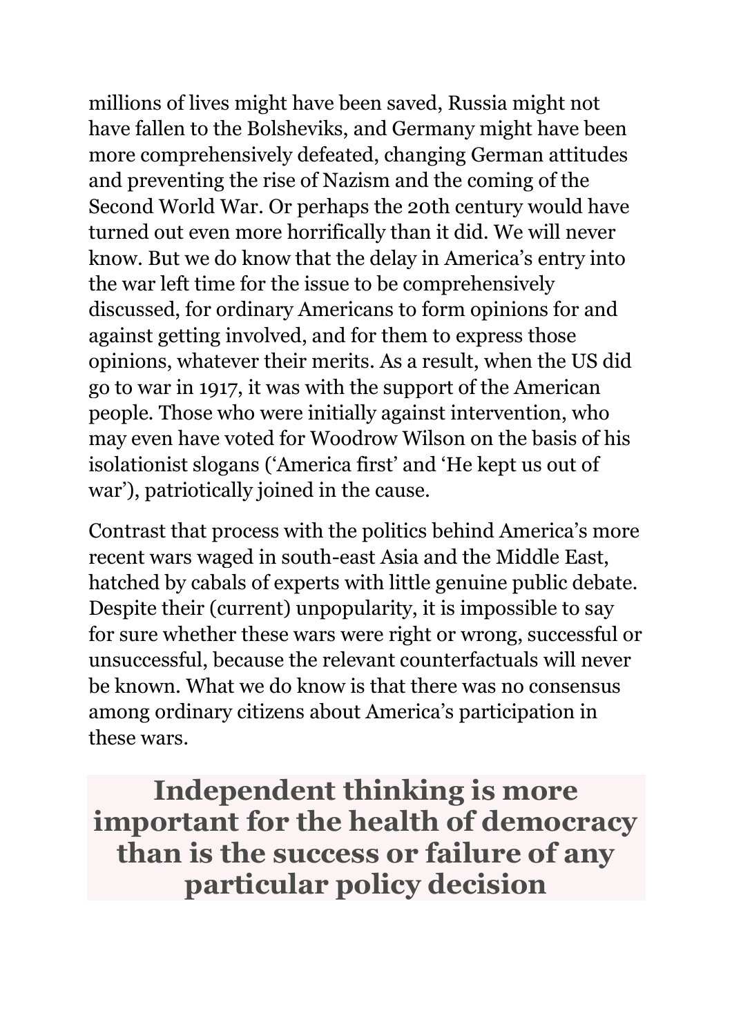millions of lives might have been saved, Russia might not have fallen to the Bolsheviks, and Germany might have been more comprehensively defeated, changing German attitudes and preventing the rise of Nazism and the coming of the Second World War. Or perhaps the 20th century would have turned out even more horrifically than it did. We will never know. But we do know that the delay in America's entry into the war left time for the issue to be comprehensively discussed, for ordinary Americans to form opinions for and against getting involved, and for them to express those opinions, whatever their merits. As a result, when the US did go to war in 1917, it was with the support of the American people. Those who were initially against intervention, who may even have voted for Woodrow Wilson on the basis of his isolationist slogans ('America first' and 'He kept us out of war'), patriotically joined in the cause.

Contrast that process with the politics behind America's more recent wars waged in south-east Asia and the Middle East, hatched by cabals of experts with little genuine public debate. Despite their (current) unpopularity, it is impossible to say for sure whether these wars were right or wrong, successful or unsuccessful, because the relevant counterfactuals will never be known. What we do know is that there was no consensus among ordinary citizens about America's participation in these wars.

> **Independent thinking is more important for the health of democracy than is the success or failure of any particular policy decision**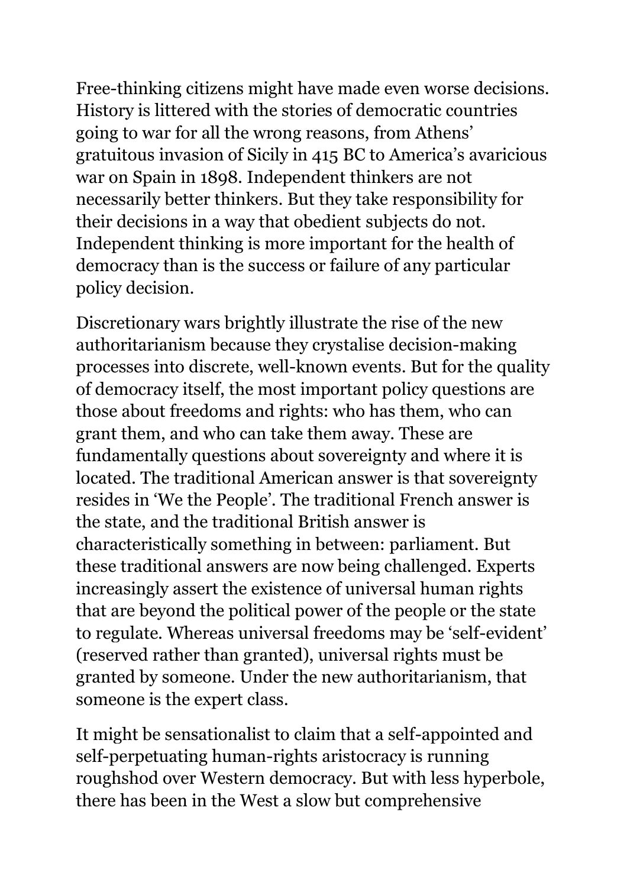Free-thinking citizens might have made even worse decisions. History is littered with the stories of democratic countries going to war for all the wrong reasons, from Athens' gratuitous invasion of Sicily in 415 BC to America's avaricious war on Spain in 1898. Independent thinkers are not necessarily better thinkers. But they take responsibility for their decisions in a way that obedient subjects do not. Independent thinking is more important for the health of democracy than is the success or failure of any particular policy decision.

Discretionary wars brightly illustrate the rise of the new authoritarianism because they crystalise decision-making processes into discrete, well-known events. But for the quality of democracy itself, the most important policy questions are those about freedoms and rights: who has them, who can grant them, and who can take them away. These are fundamentally questions about sovereignty and where it is located. The traditional American answer is that sovereignty resides in 'We the People'. The traditional French answer is the state, and the traditional British answer is characteristically something in between: parliament. But these traditional answers are now being challenged. Experts increasingly assert the existence of universal human rights that are beyond the political power of the people or the state to regulate. Whereas universal freedoms may be 'self-evident' (reserved rather than granted), universal rights must be granted by someone. Under the new authoritarianism, that someone is the expert class.

It might be sensationalist to claim that a self-appointed and self-perpetuating human-rights aristocracy is running roughshod over Western democracy. But with less hyperbole, there has been in the West a slow but comprehensive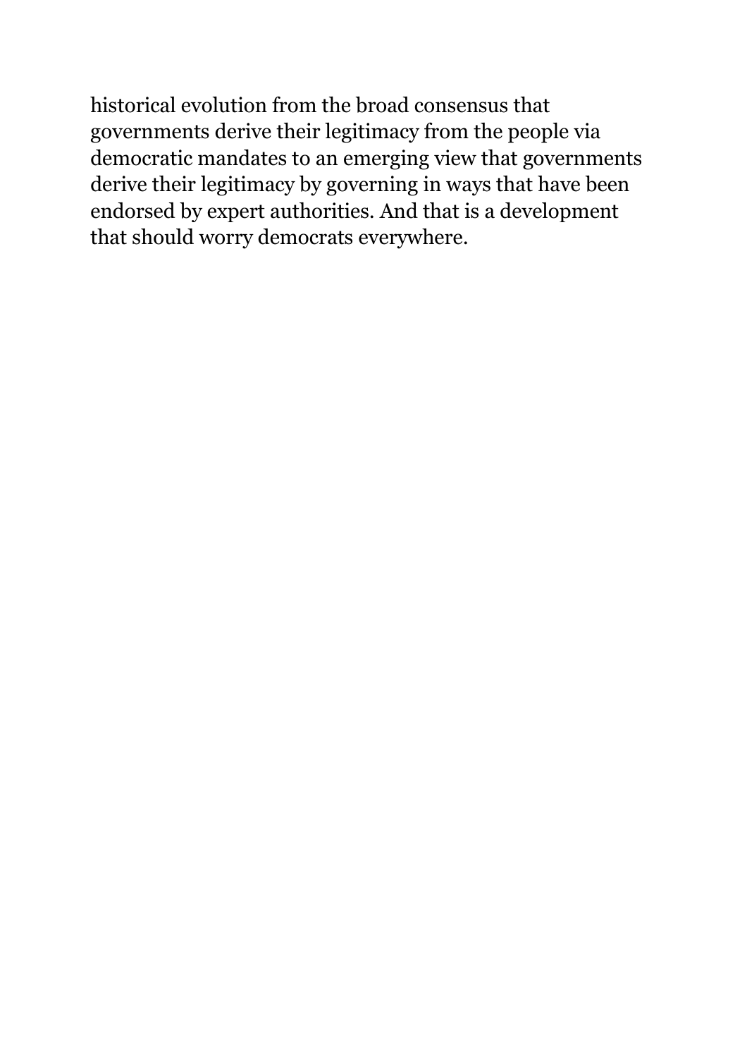historical evolution from the broad consensus that governments derive their legitimacy from the people via democratic mandates to an emerging view that governments derive their legitimacy by governing in ways that have been endorsed by expert authorities. And that is a development that should worry democrats everywhere.